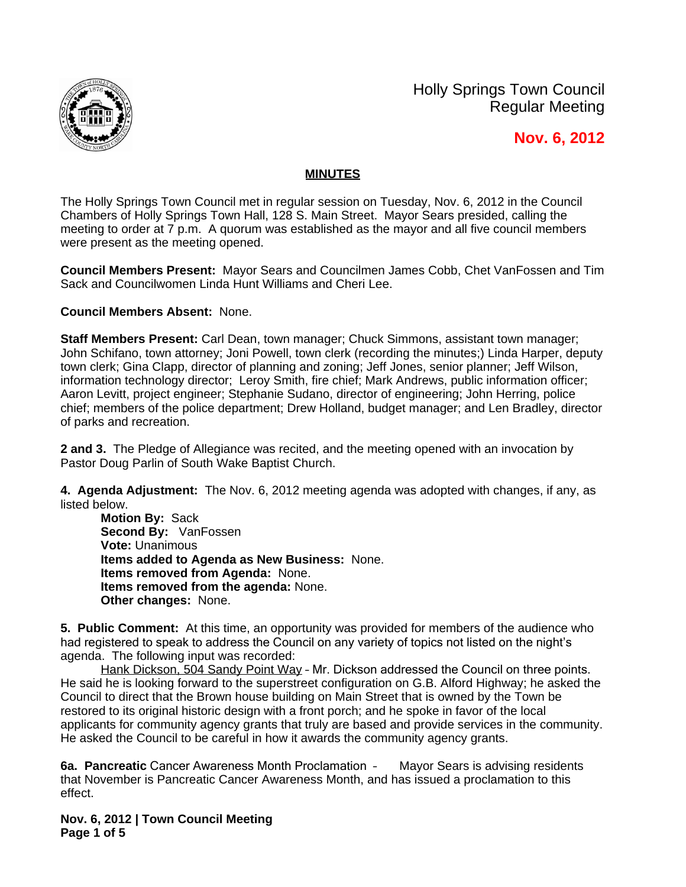Holly Springs Town Council
Regular Meeting

**Nov. 6, 2012**

## MINUTES

The Holly Springs Town Council met in regular session on Tuesday, Nov. 6, 2012 in the Council Chambers of Holly Springs Town Hall, 128 S. Main Street. Mayor Sears presided, calling the meeting to order at 7 p.m. A quorum was established as the mayor and all five council members were present as the meeting opened.

**Council Members Present:** Mayor Sears and Councilmen James Cobb, Chet VanFossen and Tim Sack and Councilwomen Linda Hunt Williams and Cheri Lee.

**Council Members Absent:** None.

**Staff Members Present:** Carl Dean, town manager; Chuck Simmons, assistant town manager; John Schifano, town attorney; Joni Powell, town clerk (recording the minutes;) Linda Harper, deputy town clerk; Gina Clapp, director of planning and zoning; Jeff Jones, senior planner; Jeff Wilson, information technology director; Leroy Smith, fire chief; Mark Andrews, public information officer; Aaron Levitt, project engineer; Stephanie Sudano, director of engineering; John Herring, police chief; members of the police department; Drew Holland, budget manager; and Len Bradley, director of parks and recreation.

**2 and 3.** The Pledge of Allegiance was recited, and the meeting opened with an invocation by Pastor Doug Parlin of South Wake Baptist Church.

**4. Agenda Adjustment:** The Nov. 6, 2012 meeting agenda was adopted with changes, if any, as listed below.

**Motion By:** Sack
**Second By:** VanFossen
**Vote:** Unanimous
**Items added to Agenda as New Business:** None.
**Items removed from Agenda:** None.
**Items removed from the agenda:** None.
**Other changes:** None.

**5. Public Comment:** At this time, an opportunity was provided for members of the audience who had registered to speak to address the Council on any variety of topics not listed on the night's agenda. The following input was recorded:

Hank Dickson, 504 Sandy Point Way - Mr. Dickson addressed the Council on three points. He said he is looking forward to the superstreet configuration on G.B. Alford Highway; he asked the Council to direct that the Brown house building on Main Street that is owned by the Town be restored to its original historic design with a front porch; and he spoke in favor of the local applicants for community agency grants that truly are based and provide services in the community. He asked the Council to be careful in how it awards the community agency grants.

**6a. Pancreatic** Cancer Awareness Month Proclamation – Mayor Sears is advising residents that November is Pancreatic Cancer Awareness Month, and has issued a proclamation to this effect.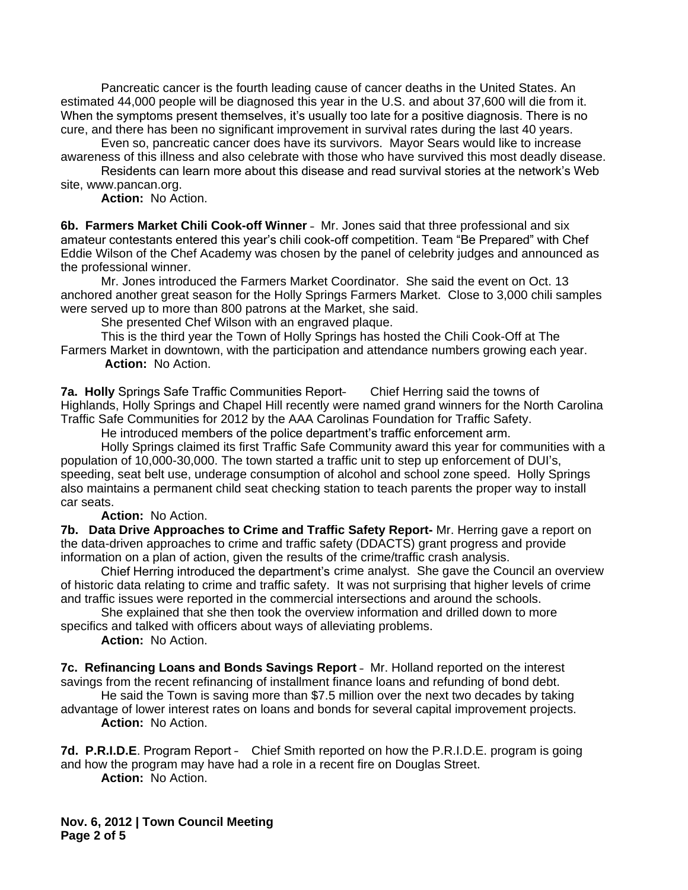Pancreatic cancer is the fourth leading cause of cancer deaths in the United States. An estimated 44,000 people will be diagnosed this year in the U.S. and about 37,600 will die from it. When the symptoms present themselves, it's usually too late for a positive diagnosis. There is no cure, and there has been no significant improvement in survival rates during the last 40 years.

Even so, pancreatic cancer does have its survivors. Mayor Sears would like to increase awareness of this illness and also celebrate with those who have survived this most deadly disease.

Residents can learn more about this disease and read survival stories at the network's Web site, www.pancan.org.

**Action:** No Action.

**6b. Farmers Market Chili Cook-off Winner** – Mr. Jones said that three professional and six amateur contestants entered this year's chili cook-off competition. Team "Be Prepared" with Chef Eddie Wilson of the Chef Academy was chosen by the panel of celebrity judges and announced as the professional winner.

Mr. Jones introduced the Farmers Market Coordinator. She said the event on Oct. 13 anchored another great season for the Holly Springs Farmers Market. Close to 3,000 chili samples were served up to more than 800 patrons at the Market, she said.

She presented Chef Wilson with an engraved plaque.

This is the third year the Town of Holly Springs has hosted the Chili Cook-Off at The Farmers Market in downtown, with the participation and attendance numbers growing each year.

**Action:** No Action.

**7a. Holly** Springs Safe Traffic Communities Report– Chief Herring said the towns of Highlands, Holly Springs and Chapel Hill recently were named grand winners for the North Carolina Traffic Safe Communities for 2012 by the AAA Carolinas Foundation for Traffic Safety.

He introduced members of the police department's traffic enforcement arm.

Holly Springs claimed its first Traffic Safe Community award this year for communities with a population of 10,000-30,000. The town started a traffic unit to step up enforcement of DUI's, speeding, seat belt use, underage consumption of alcohol and school zone speed. Holly Springs also maintains a permanent child seat checking station to teach parents the proper way to install car seats.

**Action:** No Action.

**7b. Data Drive Approaches to Crime and Traffic Safety Report-** Mr. Herring gave a report on the data-driven approaches to crime and traffic safety (DDACTS) grant progress and provide information on a plan of action, given the results of the crime/traffic crash analysis.

Chief Herring introduced the department's crime analyst. She gave the Council an overview of historic data relating to crime and traffic safety. It was not surprising that higher levels of crime and traffic issues were reported in the commercial intersections and around the schools.

She explained that she then took the overview information and drilled down to more specifics and talked with officers about ways of alleviating problems.

**Action:** No Action.

**7c. Refinancing Loans and Bonds Savings Report** – Mr. Holland reported on the interest savings from the recent refinancing of installment finance loans and refunding of bond debt.

He said the Town is saving more than $7.5 million over the next two decades by taking advantage of lower interest rates on loans and bonds for several capital improvement projects.

**Action:** No Action.

**7d. P.R.I.D.E**. Program Report – Chief Smith reported on how the P.R.I.D.E. program is going and how the program may have had a role in a recent fire on Douglas Street.

**Action:** No Action.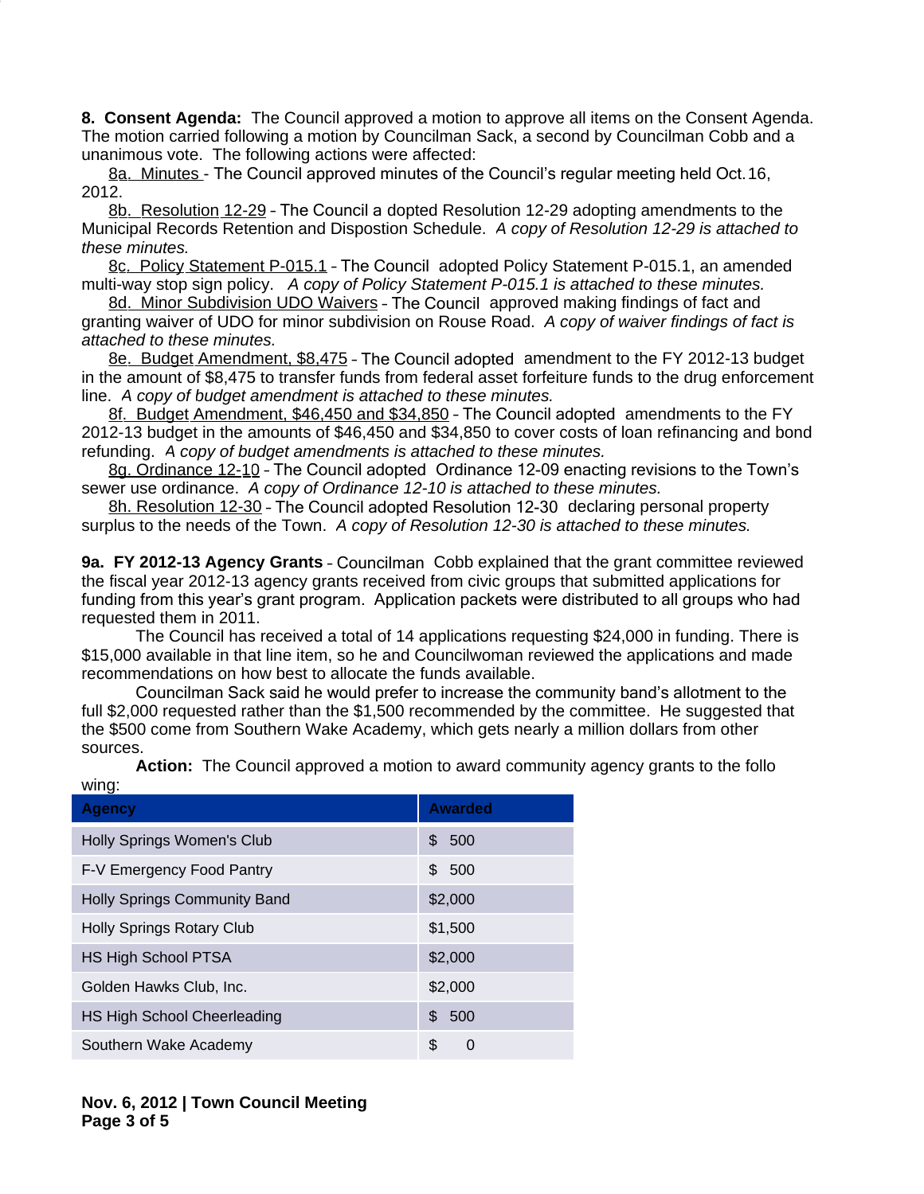**8. Consent Agenda:** The Council approved a motion to approve all items on the Consent Agenda. The motion carried following a motion by Councilman Sack, a second by Councilman Cobb and a unanimous vote. The following actions were affected:

8a. Minutes - The Council approved minutes of the Council's regular meeting held Oct. 16, 2012.

8b. Resolution 12-29 - The Council a dopted Resolution 12-29 adopting amendments to the Municipal Records Retention and Dispostion Schedule. *A copy of Resolution 12-29 is attached to these minutes.*

8c. Policy Statement P-015.1 - The Council adopted Policy Statement P-015.1, an amended multi-way stop sign policy. *A copy of Policy Statement P-015.1 is attached to these minutes.*

8d. Minor Subdivision UDO Waivers - The Council approved making findings of fact and granting waiver of UDO for minor subdivision on Rouse Road. *A copy of waiver findings of fact is attached to these minutes.*

8e. Budget Amendment, $8,475 - The Council adopted amendment to the FY 2012-13 budget in the amount of $8,475 to transfer funds from federal asset forfeiture funds to the drug enforcement line. *A copy of budget amendment is attached to these minutes.*

8f. Budget Amendment, $46,450 and $34,850 - The Council adopted amendments to the FY 2012-13 budget in the amounts of $46,450 and $34,850 to cover costs of loan refinancing and bond refunding. *A copy of budget amendments is attached to these minutes.*

8g. Ordinance 12-10 - The Council adopted Ordinance 12-09 enacting revisions to the Town's sewer use ordinance. *A copy of Ordinance 12-10 is attached to these minutes.*

8h. Resolution 12-30 - The Council adopted Resolution 12-30 declaring personal property surplus to the needs of the Town. *A copy of Resolution 12-30 is attached to these minutes.*

**9a. FY 2012-13 Agency Grants** - Councilman Cobb explained that the grant committee reviewed the fiscal year 2012-13 agency grants received from civic groups that submitted applications for funding from this year's grant program. Application packets were distributed to all groups who had requested them in 2011.

The Council has received a total of 14 applications requesting $24,000 in funding. There is $15,000 available in that line item, so he and Councilwoman reviewed the applications and made recommendations on how best to allocate the funds available.

Councilman Sack said he would prefer to increase the community band's allotment to the full $2,000 requested rather than the $1,500 recommended by the committee. He suggested that the $500 come from Southern Wake Academy, which gets nearly a million dollars from other sources.

**Action:** The Council approved a motion to award community agency grants to the following:

| Agency | Awarded |
|---|---|
| Holly Springs Women's Club | $ 500 |
| F-V Emergency Food Pantry | $ 500 |
| Holly Springs Community Band | $2,000 |
| Holly Springs Rotary Club | $1,500 |
| HS High School PTSA | $2,000 |
| Golden Hawks Club, Inc. | $2,000 |
| HS High School Cheerleading | $ 500 |
| Southern Wake Academy | $ 0 |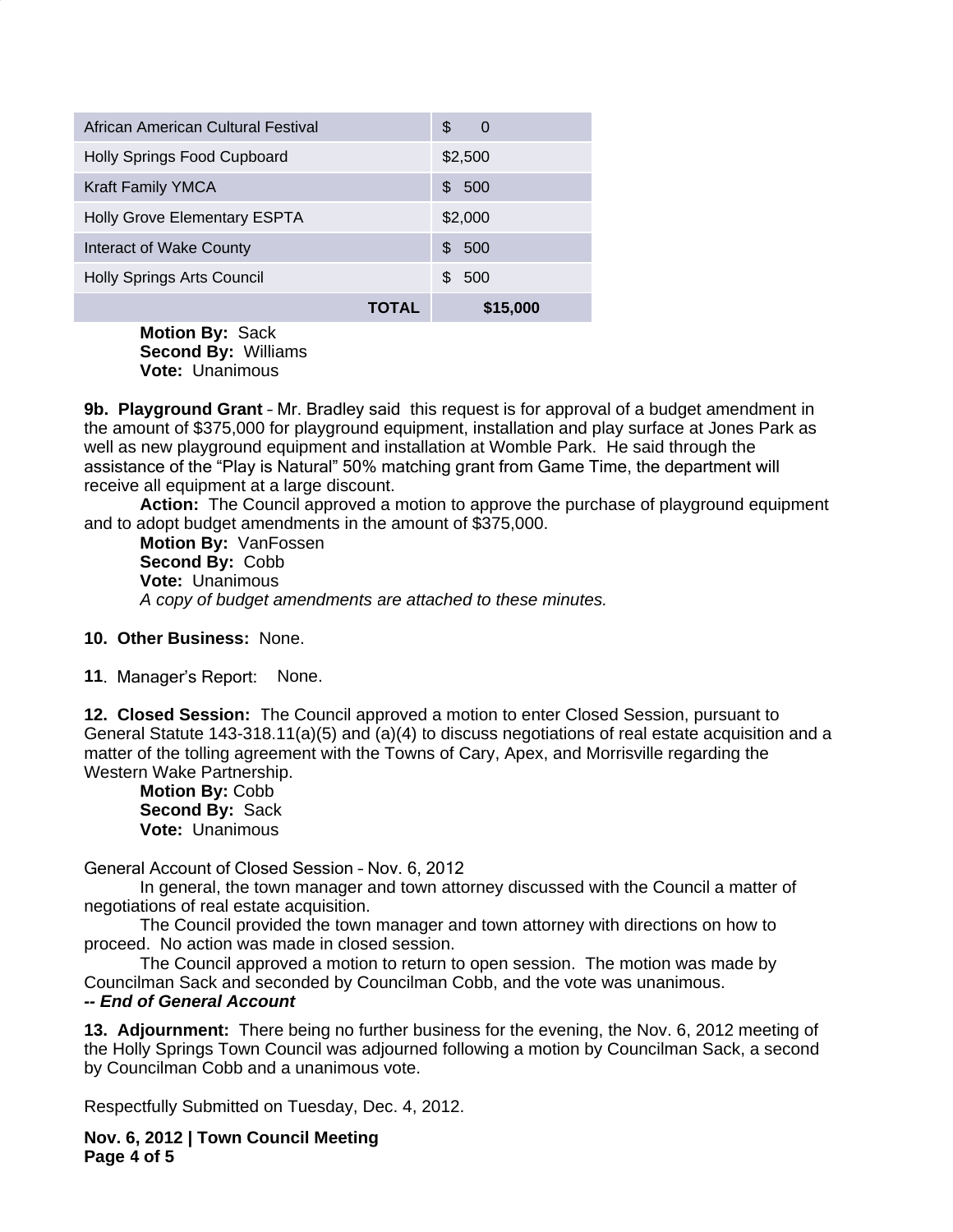| African American Cultural Festival | $ 0 |
|---|---|
| Holly Springs Food Cupboard | $2,500 |
| Kraft Family YMCA | $ 500 |
| Holly Grove Elementary ESPTA | $2,000 |
| Interact of Wake County | $ 500 |
| Holly Springs Arts Council | $ 500 |
| **TOTAL** | **$15,000** |

**Motion By:** Sack
**Second By:** Williams
**Vote:** Unanimous

**9b. Playground Grant** – Mr. Bradley said this request is for approval of a budget amendment in the amount of $375,000 for playground equipment, installation and play surface at Jones Park as well as new playground equipment and installation at Womble Park. He said through the assistance of the "Play is Natural" 50% matching grant from Game Time, the department will receive all equipment at a large discount.

**Action:** The Council approved a motion to approve the purchase of playground equipment and to adopt budget amendments in the amount of $375,000.

**Motion By:** VanFossen
**Second By:** Cobb
**Vote:** Unanimous
*A copy of budget amendments are attached to these minutes.*

**10. Other Business:** None.

**11**. Manager's Report: None.

**12. Closed Session:** The Council approved a motion to enter Closed Session, pursuant to General Statute 143-318.11(a)(5) and (a)(4) to discuss negotiations of real estate acquisition and a matter of the tolling agreement with the Towns of Cary, Apex, and Morrisville regarding the Western Wake Partnership.

**Motion By:** Cobb
**Second By:** Sack
**Vote:** Unanimous

General Account of Closed Session – Nov. 6, 2012

In general, the town manager and town attorney discussed with the Council a matter of negotiations of real estate acquisition.

The Council provided the town manager and town attorney with directions on how to proceed. No action was made in closed session.

The Council approved a motion to return to open session. The motion was made by Councilman Sack and seconded by Councilman Cobb, and the vote was unanimous.

***-- End of General Account***

**13. Adjournment:** There being no further business for the evening, the Nov. 6, 2012 meeting of the Holly Springs Town Council was adjourned following a motion by Councilman Sack, a second by Councilman Cobb and a unanimous vote.

Respectfully Submitted on Tuesday, Dec. 4, 2012.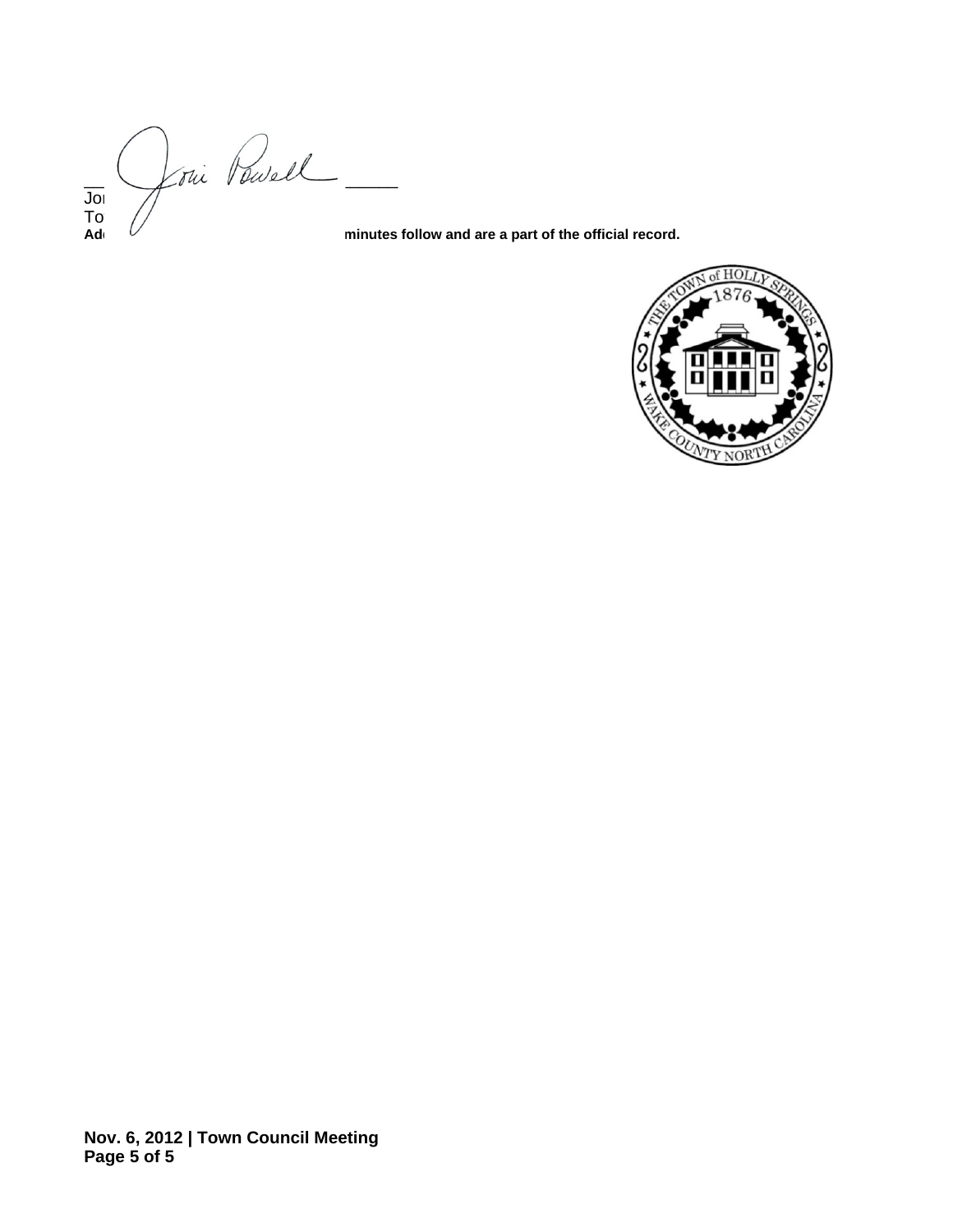\_\_\_\_\_\_\_\_\_\_\_\_\_\_\_\_\_\_\_\_\_\_\_\_\_\_\_\_\_\_\_\_\_\_\_\_\_\_\_\_

Joi

To

**Ad minutes follow and are a part of the official record.**